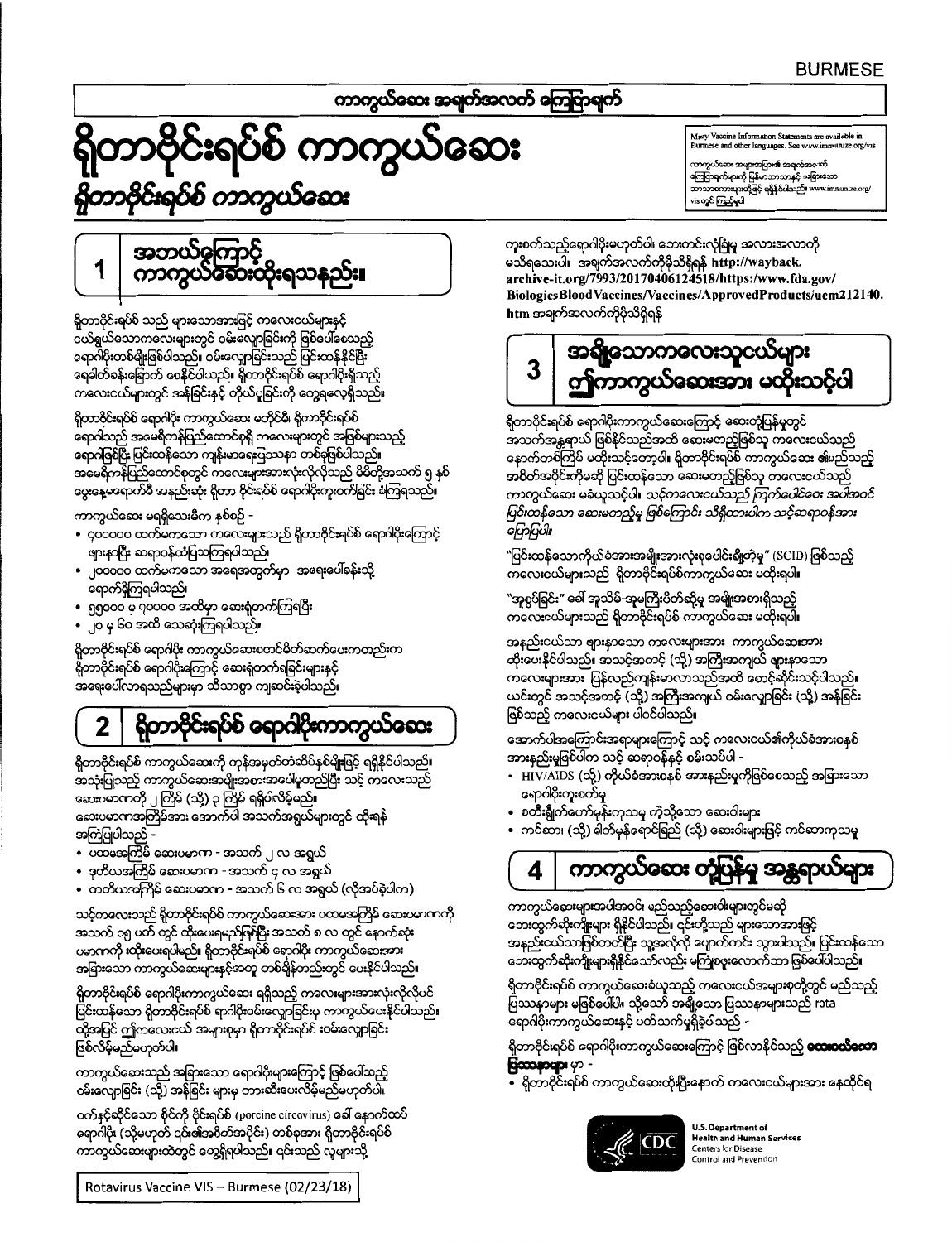BURMESE

ကာကွယ်ဆေး အချက်အလက် ကြေငြာချက်

# ရိုတာဗိုင်းရပ်စ် ကာကွယ်ဆေး

*ရိုတာဗိုင်းရပ်စ် ကာကွယ်ဆေး*

Many Vaccine Information Statements are available in Burmese and other languages. See www.immunize.org/vis

ကာကွယ်ဆေး အများအပြား၏ အချက်အလက် ကြေငြာချက်များကို မြန်မာဘာသာနှင့် အခြားသော ဘာသာစကားများတို့ဖြင့် ရရှိနိုင်ပါသည်။ www.immunize.org/vis တွင် ကြည့်ရှုပါ

## 1 အဘယ်ကြောင့် ကာကွယ်ဆေးထိုးရသနည်း။

ရိုတာဗိုင်းရပ်စ် သည် များသောအားဖြင့် ကလေးငယ်များနှင့် ငယ်ရွယ်သောကလေးများတွင် ဝမ်းလျှောခြင်းကို ဖြစ်ပေါ်စေသည့် ရောဂါပိုးတစ်မျိုးဖြစ်ပါသည်။ ဝမ်းလျှောခြင်းသည် ပြင်းထန်နိုင်ပြီး ရေဓါတ်ခန်းခြောက် စေနိုင်ပါသည်။ ရိုတာဗိုင်းရပ်စ် ရောဂါပိုးရှိသည့် ကလေးငယ်များတွင် အန်ခြင်းနှင့် ကိုယ်ပူခြင်းကို တွေ့ရလေ့ရှိသည်။

ရိုတာဗိုင်းရပ်စ် ရောဂါပိုး ကာကွယ်ဆေး မတိုင်မီ၊ ရိုတာဗိုင်းရပ်စ် ရောဂါသည် အမေရိကန်ပြည်ထောင်စုရှိ ကလေးများတွင် အဖြစ်များသည့် ရောဂါဖြစ်ပြီး ပြင်းထန်သော ကျန်းမာရေးပြဿနာ တစ်ရပ်ဖြစ်ပါသည်။ အမေရိကန်ပြည်ထောင်စုတွင် ကလေးများအားလုံးလိုလိုသည် ၎င်းတို့အသက် ၅ နှစ် မွေးနေ့မရောက်မီ အနည်းဆုံး ရိုတာ ဗိုင်းရပ်စ် ရောဂါပိုးကူးစက်ခြင်း ခံကြရသည်။

ကာကွယ်ဆေး မရရှိသေးမီက နှစ်စဉ် -

- ၄၀၀၀၀၀ ထက်မကသော ကလေးများသည် ရိုတာဗိုင်းရပ်စ် ရောဂါကြောင့် ဖျားနာပြီး ဆရာဝန်ထံပြသကြရပါသည်၊
- ၂၀၀၀၀၀ ထက်မကသော အရေးအတွက်မှာ အရေးပေါ်ခန်းသို့ ရောက်ရှိကြရပါသည်၊
- ၅၅၀၀၀ မှ ၇၀၀၀၀ အထိမှာ ဆေးရုံတက်ကြရပြီး
- ၂၀ မှ ၆၀ အထိ သေဆုံးကြရပါသည်။

ရိုတာဗိုင်းရပ်စ် ရောဂါပိုး ကာကွယ်ဆေးစတင်မိတ်ဆက်ပေးကတည်းက ရိုတာဗိုင်းရပ်စ် ရောဂါပိုးကြောင့် ဆေးရုံတက်ရခြင်းများနှင့် အရေးပေါ်လာရသည်များမှာ သိသာစွာ ကျဆင်းခဲ့ပါသည်။

## 2 ရိုတာဗိုင်းရပ်စ် ရောဂါပိုးကာကွယ်ဆေး

ရိုတာဗိုင်းရပ်စ် ကာကွယ်ဆေးကို ကုန်အမှတ်တံဆိပ်နှစ်မျိုးဖြင့် ရရှိနိုင်ပါသည်။ အသုံးပြုသည့် ကာကွယ်ဆေးအမျိုးအစားပေါ်မူတည်ပြီး သင့် ကလေးသည် ဆေးပမာဏကို ၂ ကြိမ် (သို့) ၃ ကြိမ် ရရှိပါလိမ့်မည်။

ဆေးပမာဏအကြိမ်အား အောက်ပါ အသက်အရွယ်များတွင် ထိုးရန် အကြံပြုပါသည် -

- ပထမအကြိမ် ဆေးပမာဏ - အသက် ၂ လ အရွယ်
- ဒုတိယအကြိမ် ဆေးပမာဏ - အသက် ၄ လ အရွယ်
- တတိယအကြိမ် ဆေးပမာဏ - အသက် ၆ လ အရွယ် (လိုအပ်ခဲ့ပါက)

သင့်ကလေးသည် ရိုတာဗိုင်းရပ်စ် ကာကွယ်ဆေးအား ပထမအကြိမ် ဆေးပမာဏကို အသက် ၁၅ ပတ် တွင် ထိုးပေးရမည်ဖြစ်ပြီး အသက် ၈ လ တွင် နောက်ဆုံး ပမာဏကို ထိုးပေးရပါမည်။ ရိုတာဗိုင်းရပ်စ် ရောဂါပိုး ကာကွယ်ဆေးအား အခြားသော ကာကွယ်ဆေးများနှင့်အတူ တစ်ချိန်တည်းတွင် ပေးနိုင်ပါသည်။

ရိုတာဗိုင်းရပ်စ် ရောဂါပိုးကာကွယ်ဆေး ရရှိသည့် ကလေးများအားလုံးလိုလိုပင် ပြင်းထန်သော ရိုတာဗိုင်းရပ်စ် ရောဂါပိုးဝမ်းလျှောခြင်းမှ ကာကွယ်ပေးနိုင်ပါသည်။ ထို့အပြင် ဤကလေးငယ် အများစုမှာ ရိုတာဗိုင်းရပ်စ် ဝမ်းလျှောခြင်း ဖြစ်လိမ့်မည်မဟုတ်ပါ။

ကာကွယ်ဆေးသည် အခြားသော ရောဂါပိုးများကြောင့် ဖြစ်ပေါ်သည့် ဝမ်းလျှောခြင်း (သို့) အန်ခြင်း များမှ တားဆီးပေးလိမ့်မည်မဟုတ်ပါ။

ဝက်နှင့်ဆိုင်သော ဗိုင်ကို ဗိုင်းရပ်စ် (porcine circovirus) ခေါ် နောက်ထပ် ရောဂါပိုး (သို့မဟုတ် ၎င်း၏အစိတ်အပိုင်း) တစ်ခုအား ရိုတာဗိုင်းရပ်စ် ကာကွယ်ဆေးများထဲတွင် တွေ့ရှိရပါသည်။ ၎င်းသည် လူများသို့ ကူးစက်သည့်ရောဂါပိုးမဟုတ်ပါ၊ ဘေးကင်းလုံခြုံမှု အလားအလာကို မသိရသေးပါ၊ အချက်အလက်ကိုမိုသိရှိရန် **http://wayback.archive-it.org/7993/20170406124518/https:/www.fda.gov/BiologicsBloodVaccines/Vaccines/ApprovedProducts/ucm212140.htm** အချက်အလက်ကိုမိုသိရှိရန်

## 3 အချို့သောကလေးသူငယ်များ ဤကာကွယ်ဆေးအား မထိုးသင့်ပါ

ရိုတာဗိုင်းရပ်စ် ရောဂါပိုးကာကွယ်ဆေးကြောင့် ဆေးတုံ့ပြန်မှုတွင် အသက်အန္တရာယ် ဖြစ်နိုင်သည်အထိ ဆေးမတည့်မှုဖြစ်သူ ကလေးငယ်သည် နောက်တစ်ကြိမ် မထိုးသင့်တော့ပါ။ ရိုတာဗိုင်းရပ်စ် ကာကွယ်ဆေး ၏မည်သည့် အစိတ်အပိုင်းကိုမဆို ပြင်းထန်သော ဆေးမတည့်မှုဖြစ်သူ ကလေးငယ်သည် ကာကွယ်ဆေး မခံယူသင့်ပါ။ *သင့်ကလေးငယ်သည် ကြက်ပေါင်ဆေး အပါအဝင် ပြင်းထန်သော ဆေးမတည့်မှု ဖြစ်ကြောင်း သိရှိထားပါက သင့်ဆရာဝန်အား ပြောပြပါ။*

"ပြင်းထန်သောကိုယ်ခံအားအမျိုးအားလုံးစုပေါင်းချို့တဲ့မှု" (SCID) ဖြစ်သည့် ကလေးငယ်များသည် ရိုတာဗိုင်းရပ်စ်ကာကွယ်ဆေး မထိုးရပါ။

"အူစွပ်ခြင်း" ခေါ် အူသိမ်-အူမကြီးပိတ်ဆို့မှု အမျိုးအစားရှိသည့် ကလေးငယ်များသည် ရိုတာဗိုင်းရပ်စ် ကာကွယ်ဆေး မထိုးရပါ။

အနည်းငယ်သာ ဖျားနာသော ကလေးများအား ကာကွယ်ဆေးအား ထိုးပေးနိုင်ပါသည်။ အသင့်အတင့် (သို့) အကြီးအကျယ် ဖျားနာသော ကလေးများအား ပြန်လည်ကျန်းမာလာသည်အထိ စောင့်ဆိုင်းသင့်ပါသည်။ ယင်းတွင် အသင့်အတင့် (သို့) အကြီးအကျယ် ဝမ်းလျှောခြင်း (သို့) အန်ခြင်း ဖြစ်သည့် ကလေးငယ်များ ပါဝင်ပါသည်။

အောက်ပါအကြောင်းအရာများကြောင့် သင့် ကလေးငယ်၏ကိုယ်ခံအားစနစ် အားနည်းမှုဖြစ်ပါက သင့် ဆရာဝန်နှင့် စမ်းသပ်ပါ -

- HIV/AIDS (သို့) ကိုယ်ခံအားစနစ် အားနည်းမှုကိုဖြစ်စေသည့် အခြားသော ရောဂါပိုးကူးစက်မှု
- စတီးရွိုက်ဟော်မုန်းကုသမှု ကဲ့သို့သော ဆေးဝါးများ
- ကင်ဆာ၊ (သို့) ဓါတ်မှန်ရောင်ခြည် (သို့) ဆေးဝါးများဖြင့် ကင်ဆာကုသမှု

## 4 ကာကွယ်ဆေး တုံ့ပြန်မှု အန္တရာယ်များ

ကာကွယ်ဆေးများအပါအဝင်၊ မည်သည့်ဆေးဝါးများတွင်မဆို ဘေးထွက်ဆိုးကျိုးများ ရှိနိုင်ပါသည်။ ၎င်းတို့သည် များသောအားဖြင့် အနည်းငယ်သာဖြစ်တတ်ပြီး သူ့အလိုလို ပျောက်ကင်း သွားပါသည်။ ပြင်းထန်သော ဘေးထွက်ဆိုးကျိုးများရှိနိုင်သော်လည်း မကြုံစဖူးလောက်သာ ဖြစ်ပေါ်ပါသည်။

ရိုတာဗိုင်းရပ်စ် ကာကွယ်ဆေးခံယူသည့် ကလေးငယ်အများစုတို့တွင် မည်သည့် ပြဿနာများ မဖြစ်ပေါ်ပါ။ သို့သော် အချို့သော ပြဿနာများသည် rota ရောဂါပိုးကာကွယ်ဆေးနှင့် ပတ်သက်မှုရှိခဲ့ပါသည် -

ရိုတာဗိုင်းရပ်စ် ရောဂါပိုးကာကွယ်ဆေးကြောင့် ဖြစ်လာနိုင်သည့် **သေးငယ်သော ပြဿနာများ** မှာ -

- ရိုတာဗိုင်းရပ်စ် ကာကွယ်ဆေးထိုးပြီးနောက် ကလေးငယ်များအား နေထိုင်ရ

Rotavirus Vaccine VIS – Burmese (02/23/18)

U.S. Department of Health and Human Services
Centers for Disease Control and Prevention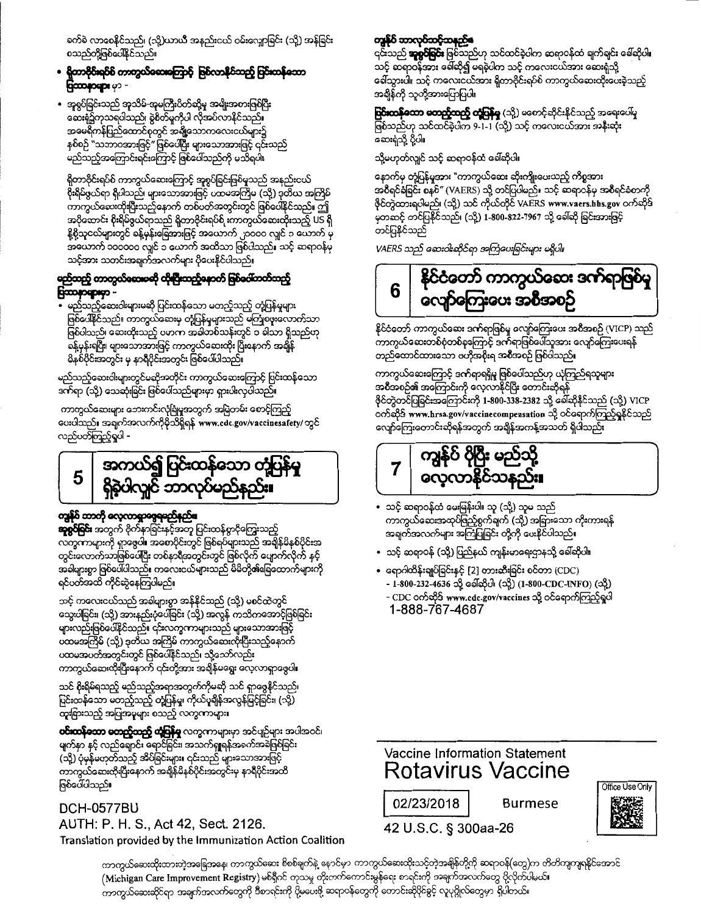ဝက်ခဲ လာစေနိုင်သည်၊ (သို့)ယာယီ အနည်းငယ် ဝမ်းလျှောခြင်း (သို့) အန်ခြင်း စသည်တို့ဖြစ်ပေါ်နိုင်သည်။

- **ရိုတာဗိုင်းရပ်စ် ကာကွယ်ဆေးကြောင့် ဖြစ်လာနိုင်သည့် ပြင်းထန်သော ပြဿနာများ** မှာ -

- အူစွပ်ခြင်းသည် အူသိမ်-အူမကြီးပိတ်ဆို့မှု အရေးအစားဖြစ်ပြီး ဆေးရုံတွင်ကုသရပါသည်၊ ခွဲစိတ်မှုကိုပါ လိုအပ်လာနိုင်သည်။ အမေရိကန်ပြည်ထောင်စုတွင် အချို့သောကလေးငယ်များ၌ နှစ်စဉ် "သဘာဝအားဖြင့်" ဖြစ်ပေါ်ပြီး များသောအားဖြင့် ၎င်းသည် မည်သည့်အကြောင်းရင်းကြောင့် ဖြစ်ပေါ်သည်ကို မသိရပါ။

ရိုတာဗိုင်းရပ်စ် ကာကွယ်ဆေးကြောင့် အူစွပ်ခြင်းဖြစ်မှုသည် အနည်းငယ် စိုးရိမ်ဖွယ်ရာ ရှိပါသည်၊ များသောအားဖြင့် ပထမအကြိမ် (သို့) ဒုတိယ အကြိမ် ကာကွယ်ဆေးထိုးပြီးသည့်နောက် တစ်ပတ်အတွင်းတွင် ဖြစ်ပေါ်နိုင်သည်။ ဤ အပိုဆောင်း စိုးရိမ်ဖွယ်ရာသည် ရိုတာဗိုင်းရပ်စ် ကာကွယ်ဆေးထိုးသည့် US ရှိ နို့စို့သူငယ်များတွင် ခန့်မှန်းခြေအားဖြင့် အယောက် ၂၀၀၀၀ လျှင် ၁ ယောက် မှ အယောက် ၁၀၀၀၀၀ လျှင် ၁ ယောက် အထိသာ ဖြစ်ပါသည်။ သင့် ဆရာဝန်မှ သင့်အား သတင်းအချက်အလက်များ ပိုပေးနိုင်ပါသည်။

**မည်သည့် ကာကွယ်ဆေးမဆို ထိုးပြီးသည့်နောက် ဖြစ်ပေါ်တတ်သည့် ပြဿနာများမှာ -**

- မည်သည့်ဆေးဝါးများမဆို ပြင်းထန်သော မတည့်သည့် တုံ့ပြန်မှုများ ဖြစ်ပေါ်နိုင်သည်။ ကာကွယ်ဆေးမှ တုံ့ပြန်မှုများသည် မကြုံစဖူးလောက်သာ ဖြစ်ပါသည်၊ ဆေးထိုးသည့် ပမာဏ အခါတစ်သန်းတွင် ၁ ခါသာ ရှိသည်ဟု ခန့်မှန်းရပြီး၊ များသောအားဖြင့် ကာကွယ်ဆေးထိုး ပြီးနောက် အချိန် မိနစ်ပိုင်းအတွင်း မှ နာရီပိုင်းအတွင်း ဖြစ်ပေါ်ပါသည်။

မည်သည့်ဆေးဝါးများတွင်မဆိုအတိုင်း ကာကွယ်ဆေးကြောင့် ပြင်းထန်သော ဒဏ်ရာ (သို့) သေဆုံးခြင်း ဖြစ်ပေါ်သည်များမှာ ရှားပါးလှပါသည်။

ကာကွယ်ဆေးများ ဘေးကင်းလုံခြုံမှုအတွက် အမြဲတမ်း စောင့်ကြည့် ပေးပါသည်။ အချက်အလက်ကိုပိုသိရှိရန် www.cdc.gov/vaccinesafety/ တွင် လည်းပတ်ကြည့်ရှုပါ -

## 5 အကယ်၍ ပြင်းထန်သော တုံ့ပြန်မှု ရှိခဲ့ပါလျှင် ဘာလုပ်မည်နည်း။

**ကျွန်ုပ် ဘာကို လေ့လာရှာဖွေရမည်နည်း။**

**အူစွပ်ခြင်း** အတွက် ဗိုက်နာခြင်းနှင့်အတူ ပြင်းထန်စွာငိုကြွေးသည့် လက္ခဏာများကို ရှာဖွေပါ။ အစောပိုင်းတွင် ဖြစ်ရပ်များသည် အချိန်မိနစ်ပိုင်းအတွင်းလောက်သာဖြစ်ပေါ်ပြီး တစ်နာရီအတွင်းတွင် ဖြစ်လိုက် ပျောက်လိုက် နှင့် အခါများစွာ ဖြစ်ပေါ်ပါသည်။ ကလေးငယ်များသည် မိမိတို့၏ခြေထောက်များကို ရင်ပတ်အထိ ကိုင်ဆွဲနေကြပါမည်။

သင့် ကလေးငယ်သည် အခါများစွာ အန်နိုင်သည် (သို့) မစင်ထဲတွင် သွေးပါခြင်း၊ (သို့) အားနည်းပုံပေါ်ခြင်း (သို့) အလွန် ကသိကအောင့်ဖြစ်ခြင်း များလည်းဖြစ်ပေါ်နိုင်သည်။ ၎င်းလက္ခဏာများသည် များသောအားဖြင့် ပထမအကြိမ် (သို့) ဒုတိယ အကြိမ် ကာကွယ်ဆေးထိုးပြီးသည့်နောက် ပထမအပတ်အတွင်းတွင် ဖြစ်ပေါ်နိုင်သည်၊ သို့သော်လည်း ကာကွယ်ဆေးထိုးပြီးနောက် ၎င်းတို့အား အချိန်မရွေး လေ့လာရှာဖွေပါ။

သင် စိုးရိမ်ရသည့် မည်သည့်အရာအတွက်ကိုမဆို သင် ရှာဖွေနိုင်သည်၊ ပြင်းထန်သော မတည့်သည့် တုံ့ပြန်မှု၊ ကိုယ်ပူချိန်အလွန်မြင့်ခြင်း၊ (သို့) ထူးခြားသည့် အပြုအမူများ စသည့် လက္ခဏာများ။

**ပြင်းထန်သော မတည့်သည့် တုံ့ပြန်မှု** လက္ခဏာများမှာ အင်ပျဉ်များ အပါအဝင်၊ မျက်နှာ နှင့် လည်ချောင်း ရောင်ခြင်း၊ အသက်ရှူရန်အခက်အခဲဖြစ်ခြင်း (သို့) ပုံမှန်မဟုတ်သည့် အိပ်ငိုက်ခြင်းများ။ ၎င်းသည် များသောအားဖြင့် ကာကွယ်ဆေးထိုးပြီးနောက် အချိန်မိနစ်ပိုင်းအတွင်းမှ နာရီပိုင်းအထိ ဖြစ်ပေါ်ပါသည်။

**ကျွန်ုပ် ဘာလုပ်သင့်သနည်း။**

၎င်းသည် **အူစွပ်ခြင်း** ဖြစ်သည်ဟု သင်ထင်ခဲ့ပါက ဆရာဝန်ထံ ချက်ချင်း ခေါ်ဆိုပါ။ သင့် ဆရာဝန်အား ခေါ်ဆို၍ မရခဲ့ပါက သင့် ကလေးငယ်အား ဆေးရုံသို့ ခေါ်သွားပါ။ သင့် ကလေးငယ်အား ရိုတာဗိုင်းရပ်စ် ကာကွယ်ဆေးထိုးပေးခဲ့သည့် အချိန်ကို သူတို့အားပြောပြပါ။

**ပြင်းထန်သော မတည့်သည့် တုံ့ပြန်မှု** (သို့) စောင့်ဆိုင်းနိုင်သည့် အရေးပေါ်မှု ဖြစ်သည်ဟု သင်ထင်ခဲ့ပါက 9-1-1 (သို့) သင့် ကလေးငယ်အား အနီးဆုံး ဆေးရုံသို့ ပို့ပါ။

သို့မဟုတ်လျှင် သင့် ဆရာဝန်ထံ ခေါ်ဆိုပါ။

နောက်မှ တုံ့ပြန်မှုအား "ကာကွယ်ဆေး ဆိုးကျိုးပေးသည့် ကိစ္စအား အစီရင်ခံခြင်း စနစ်" (VAERS) သို့ တင်ပြပါမည်။ သင့် ဆရာဝန်မှ အစီရင်ခံစာကို ဖိုင်တွဲထားရပါမည်၊ (သို့) သင် ကိုယ်တိုင် VAERS www.vaers.hhs.gov ဝက်ဆိုဒ် မှတဆင့် တင်ပြနိုင်သည်၊ (သို့) 1-800-822-7967 သို့ ခေါ်ဆို ခြင်းအားဖြင့် တင်ပြနိုင်သည်

*VAERS သည် ဆေးဝါးဆိုင်ရာ အကြံပေးခြင်းများ မရှိပါ။*

## 6 နိုင်ငံတော် ကာကွယ်ဆေး ဒဏ်ရာဖြစ်မှု လျော်ကြေးပေး အစီအစဉ်

နိုင်ငံတော် ကာကွယ်ဆေး ဒဏ်ရာဖြစ်မှု လျော်ကြေးပေး အစီအစဉ် (VICP) သည် ကာကွယ်ဆေးတစ်ခုံတစ်ခုကြောင့် ဒဏ်ရာဖြစ်ပေါ်သူအား လျော်ကြေးပေးရန် တည်ထောင်ထားသော ဖက်ဒရယ် အစီအစဉ် ဖြစ်ပါသည်။

ကာကွယ်ဆေးကြောင့် ဒဏ်ရာရရှိမှု ဖြစ်ပေါ်သည်ဟု ယုံကြည်ရသူများ အစီအစဉ်၏ အကြောင်းကို လေ့လာနိုင်ပြီး တောင်းဆိုရန် ဖိုင်တွဲတင်ပြခြင်းအကြောင်းကို 1-800-338-2382 သို့ ခေါ်ဆိုနိုင်သည် (သို့) VICP ဝက်ဆိုဒ် www.hrsa.gov/vaccinecompensation သို့ ဝင်ရောက်ကြည့်ရှုနိုင်သည် လျော်ကြေးတောင်းဆိုရန်အတွက် အချိန်အကန့်အသတ် ရှိပါသည်။

## 7 ကျွန်ုပ် ပိုပြီး မည်သို့ လေ့လာနိုင်သနည်း။

- သင့် ဆရာဝန်ထံ မေးမြန်းပါ။ သူ (သို့) သူမ သည် ကာကွယ်ဆေးအထုပ်ပြည့်စွက်ချက် (သို့) အခြားသော ကိုးကားရန် အချက်အလက်များ အကြံပြုခြင်း တို့ကို ပေးနိုင်ပါသည်။
- သင့် ဆရာဝန် (သို့) ပြည်နယ် ကျန်းမာရေးဌာနသို့ ခေါ်ဆိုပါ။
- ရောဂါထိန်းချုပ်ခြင်းနှင့် [2] တားဆီးခြင်း စင်တာ (CDC)
  - 1-800-232-4636 သို့ ခေါ်ဆိုပါ၊ (သို့) (1-800-CDC-INFO) (သို့)
  - CDC ဝက်ဆိုဒ် www.cdc.gov/vaccines သို့ ဝင်ရောက်ကြည့်ရှုပါ

1-888-767-4687

DCH-0577BU

AUTH: P. H. S., Act 42, Sect. 2126.

Translation provided by the Immunization Action Coalition

Vaccine Information Statement

Rotavirus Vaccine

02/23/2018 Burmese

42 U.S.C. § 300aa-26

Office Use Only

ကာကွယ်ဆေးထိုးထားတဲ့အခြေအနေ၊ ကာကွယ်ဆေး စိစစ်ချက်နဲ့ နောင်မှာ ကာကွယ်ဆေးထိုးသင့်တဲ့အချိန်တို့ကို ဆရာဝန်(တွေ)က တိတိကျကျရရှိအောင် (Michigan Care Improvement Registry) မစ်ရှီဂင် ကုသမှု တိုးတက်ကောင်းမွန်ရေး စာရင်းကို အချက်အလက်တွေ ပို့လိုက်ပါမယ်။ ကာကွယ်ဆေးဆိုင်ရာ အချက်အလက်တွေကို ဒီစာရင်းကို ပို့မပေးဖို့ ဆရာဝန်တွေကို တောင်းဆိုပိုင်ခွင့် လူပုဂ္ဂိုလ်တွေမှာ ရှိပါတယ်။